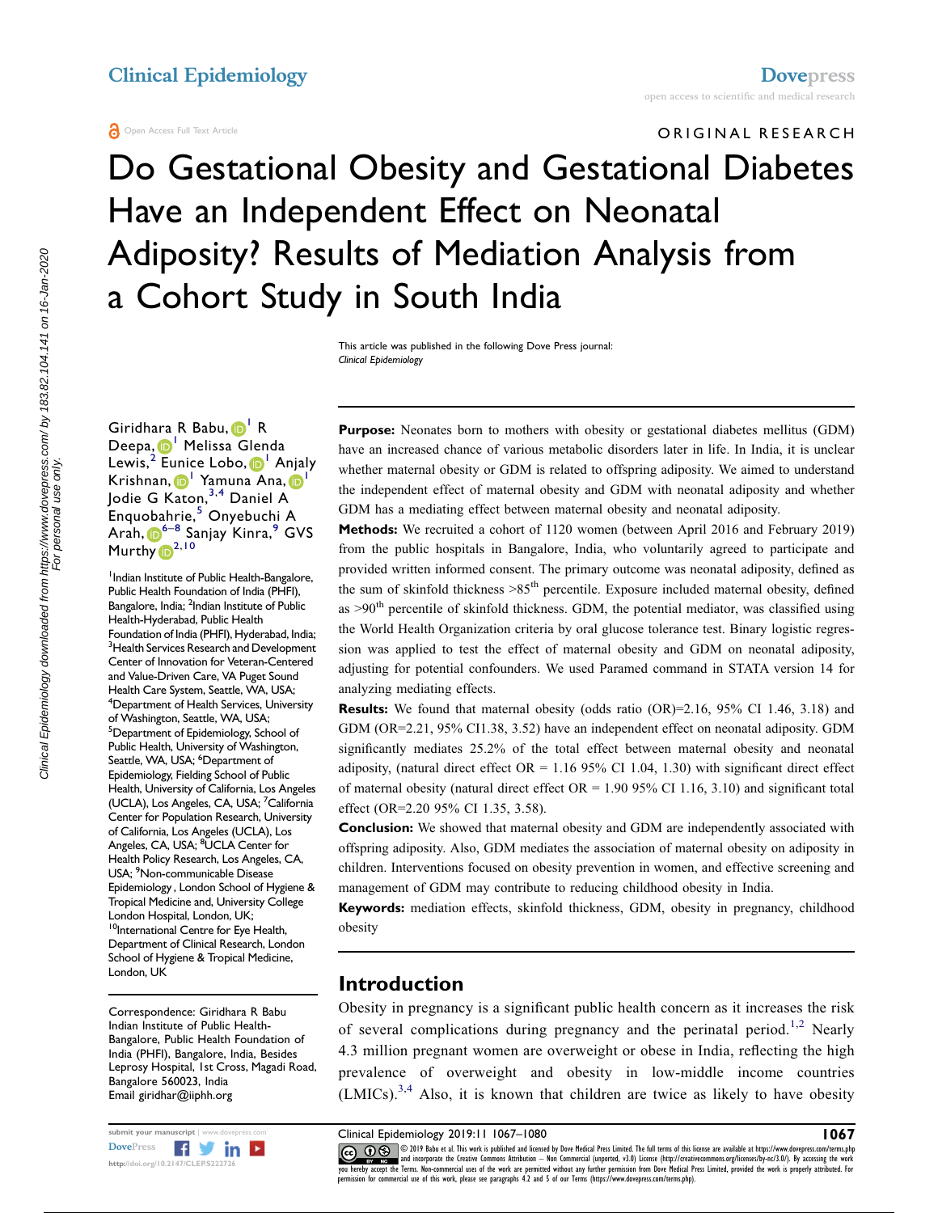ORIGINAL RESEARCH

# Do Gestational Obesity and Gestational Diabetes Have an Independent Effect on Neonatal Adiposity? Results of Mediation Analysis from a Cohort Study in South India

This article was published in the following Dove Press journal:
*Clinical Epidemiology*

Giridhara R Babu,[1] R Deepa,[1] Melissa Glenda Lewis,[2] Eunice Lobo,[1] Anjaly Krishnan,[1] Yamuna Ana,[1] Jodie G Katon,[3,4] Daniel A Enquobahrie,[5] Onyebuchi A Arah,[6–8] Sanjay Kinra,[9] GVS Murthy[2,10]

[1]Indian Institute of Public Health-Bangalore, Public Health Foundation of India (PHFI), Bangalore, India; [2]Indian Institute of Public Health-Hyderabad, Public Health Foundation of India (PHFI), Hyderabad, India; [3]Health Services Research and Development Center of Innovation for Veteran-Centered and Value-Driven Care, VA Puget Sound Health Care System, Seattle, WA, USA; [4]Department of Health Services, University of Washington, Seattle, WA, USA; [5]Department of Epidemiology, School of Public Health, University of Washington, Seattle, WA, USA; [6]Department of Epidemiology, Fielding School of Public Health, University of California, Los Angeles (UCLA), Los Angeles, CA, USA; [7]California Center for Population Research, University of California, Los Angeles (UCLA), Los Angeles, CA, USA; [8]UCLA Center for Health Policy Research, Los Angeles, CA, USA; [9]Non-communicable Disease Epidemiology, London School of Hygiene & Tropical Medicine and, University College London Hospital, London, UK; [10]International Centre for Eye Health, Department of Clinical Research, London School of Hygiene & Tropical Medicine, London, UK

Correspondence: Giridhara R Babu
Indian Institute of Public Health-Bangalore, Public Health Foundation of India (PHFI), Bangalore, India, Besides Leprosy Hospital, 1st Cross, Magadi Road, Bangalore 560023, India
Email giridhar@iiphh.org

**Purpose:** Neonates born to mothers with obesity or gestational diabetes mellitus (GDM) have an increased chance of various metabolic disorders later in life. In India, it is unclear whether maternal obesity or GDM is related to offspring adiposity. We aimed to understand the independent effect of maternal obesity and GDM with neonatal adiposity and whether GDM has a mediating effect between maternal obesity and neonatal adiposity.

**Methods:** We recruited a cohort of 1120 women (between April 2016 and February 2019) from the public hospitals in Bangalore, India, who voluntarily agreed to participate and provided written informed consent. The primary outcome was neonatal adiposity, defined as the sum of skinfold thickness >85$^{th}$ percentile. Exposure included maternal obesity, defined as >90$^{th}$ percentile of skinfold thickness. GDM, the potential mediator, was classified using the World Health Organization criteria by oral glucose tolerance test. Binary logistic regression was applied to test the effect of maternal obesity and GDM on neonatal adiposity, adjusting for potential confounders. We used Paramed command in STATA version 14 for analyzing mediating effects.

**Results:** We found that maternal obesity (odds ratio (OR)=2.16, 95% CI 1.46, 3.18) and GDM (OR=2.21, 95% CI1.38, 3.52) have an independent effect on neonatal adiposity. GDM significantly mediates 25.2% of the total effect between maternal obesity and neonatal adiposity, (natural direct effect OR = 1.16 95% CI 1.04, 1.30) with significant direct effect of maternal obesity (natural direct effect OR = 1.90 95% CI 1.16, 3.10) and significant total effect (OR=2.20 95% CI 1.35, 3.58).

**Conclusion:** We showed that maternal obesity and GDM are independently associated with offspring adiposity. Also, GDM mediates the association of maternal obesity on adiposity in children. Interventions focused on obesity prevention in women, and effective screening and management of GDM may contribute to reducing childhood obesity in India.

**Keywords:** mediation effects, skinfold thickness, GDM, obesity in pregnancy, childhood obesity

## Introduction

Obesity in pregnancy is a significant public health concern as it increases the risk of several complications during pregnancy and the perinatal period.[1,2] Nearly 4.3 million pregnant women are overweight or obese in India, reflecting the high prevalence of overweight and obesity in low-middle income countries (LMICs).[3,4] Also, it is known that children are twice as likely to have obesity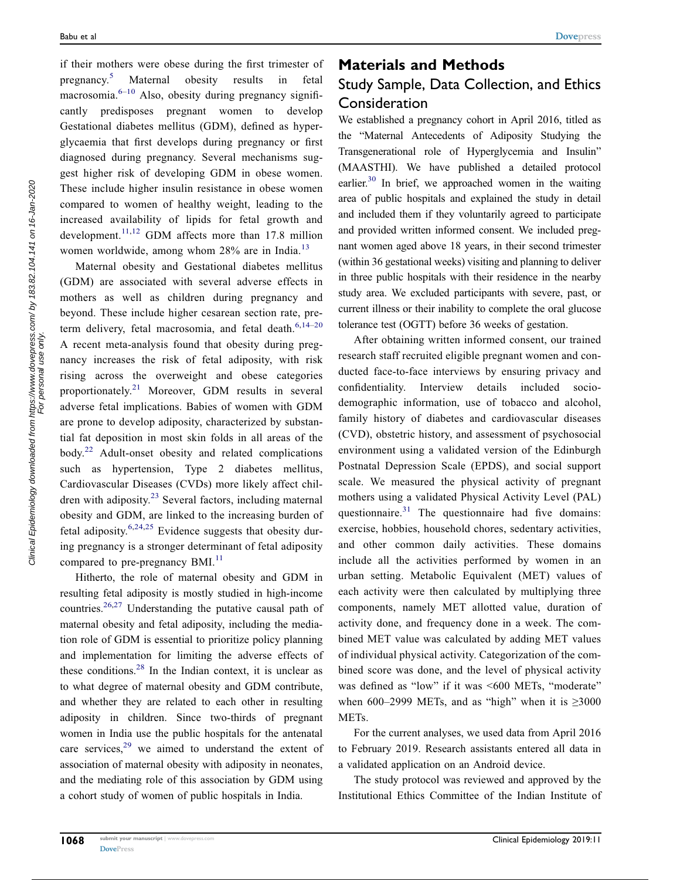if their mothers were obese during the first trimester of pregnancy.[5] Maternal obesity results in fetal macrosomia.[6–10] Also, obesity during pregnancy significantly predisposes pregnant women to develop Gestational diabetes mellitus (GDM), defined as hyperglycaemia that first develops during pregnancy or first diagnosed during pregnancy. Several mechanisms suggest higher risk of developing GDM in obese women. These include higher insulin resistance in obese women compared to women of healthy weight, leading to the increased availability of lipids for fetal growth and development.[11,12] GDM affects more than 17.8 million women worldwide, among whom 28% are in India.[13]

Maternal obesity and Gestational diabetes mellitus (GDM) are associated with several adverse effects in mothers as well as children during pregnancy and beyond. These include higher cesarean section rate, preterm delivery, fetal macrosomia, and fetal death.[6,14–20] A recent meta-analysis found that obesity during pregnancy increases the risk of fetal adiposity, with risk rising across the overweight and obese categories proportionately.[21] Moreover, GDM results in several adverse fetal implications. Babies of women with GDM are prone to develop adiposity, characterized by substantial fat deposition in most skin folds in all areas of the body.[22] Adult-onset obesity and related complications such as hypertension, Type 2 diabetes mellitus, Cardiovascular Diseases (CVDs) more likely affect children with adiposity.[23] Several factors, including maternal obesity and GDM, are linked to the increasing burden of fetal adiposity.[6,24,25] Evidence suggests that obesity during pregnancy is a stronger determinant of fetal adiposity compared to pre-pregnancy BMI.[11]

Hitherto, the role of maternal obesity and GDM in resulting fetal adiposity is mostly studied in high-income countries.[26,27] Understanding the putative causal path of maternal obesity and fetal adiposity, including the mediation role of GDM is essential to prioritize policy planning and implementation for limiting the adverse effects of these conditions.[28] In the Indian context, it is unclear as to what degree of maternal obesity and GDM contribute, and whether they are related to each other in resulting adiposity in children. Since two-thirds of pregnant women in India use the public hospitals for the antenatal care services,[29] we aimed to understand the extent of association of maternal obesity with adiposity in neonates, and the mediating role of this association by GDM using a cohort study of women of public hospitals in India.

# Materials and Methods

## Study Sample, Data Collection, and Ethics Consideration

We established a pregnancy cohort in April 2016, titled as the "Maternal Antecedents of Adiposity Studying the Transgenerational role of Hyperglycemia and Insulin" (MAASTHI). We have published a detailed protocol earlier.[30] In brief, we approached women in the waiting area of public hospitals and explained the study in detail and included them if they voluntarily agreed to participate and provided written informed consent. We included pregnant women aged above 18 years, in their second trimester (within 36 gestational weeks) visiting and planning to deliver in three public hospitals with their residence in the nearby study area. We excluded participants with severe, past, or current illness or their inability to complete the oral glucose tolerance test (OGTT) before 36 weeks of gestation.

After obtaining written informed consent, our trained research staff recruited eligible pregnant women and conducted face-to-face interviews by ensuring privacy and confidentiality. Interview details included socio-demographic information, use of tobacco and alcohol, family history of diabetes and cardiovascular diseases (CVD), obstetric history, and assessment of psychosocial environment using a validated version of the Edinburgh Postnatal Depression Scale (EPDS), and social support scale. We measured the physical activity of pregnant mothers using a validated Physical Activity Level (PAL) questionnaire.[31] The questionnaire had five domains: exercise, hobbies, household chores, sedentary activities, and other common daily activities. These domains include all the activities performed by women in an urban setting. Metabolic Equivalent (MET) values of each activity were then calculated by multiplying three components, namely MET allotted value, duration of activity done, and frequency done in a week. The combined MET value was calculated by adding MET values of individual physical activity. Categorization of the combined score was done, and the level of physical activity was defined as "low" if it was <600 METs, "moderate" when 600–2999 METs, and as "high" when it is ≥3000 METs.

For the current analyses, we used data from April 2016 to February 2019. Research assistants entered all data in a validated application on an Android device.

The study protocol was reviewed and approved by the Institutional Ethics Committee of the Indian Institute of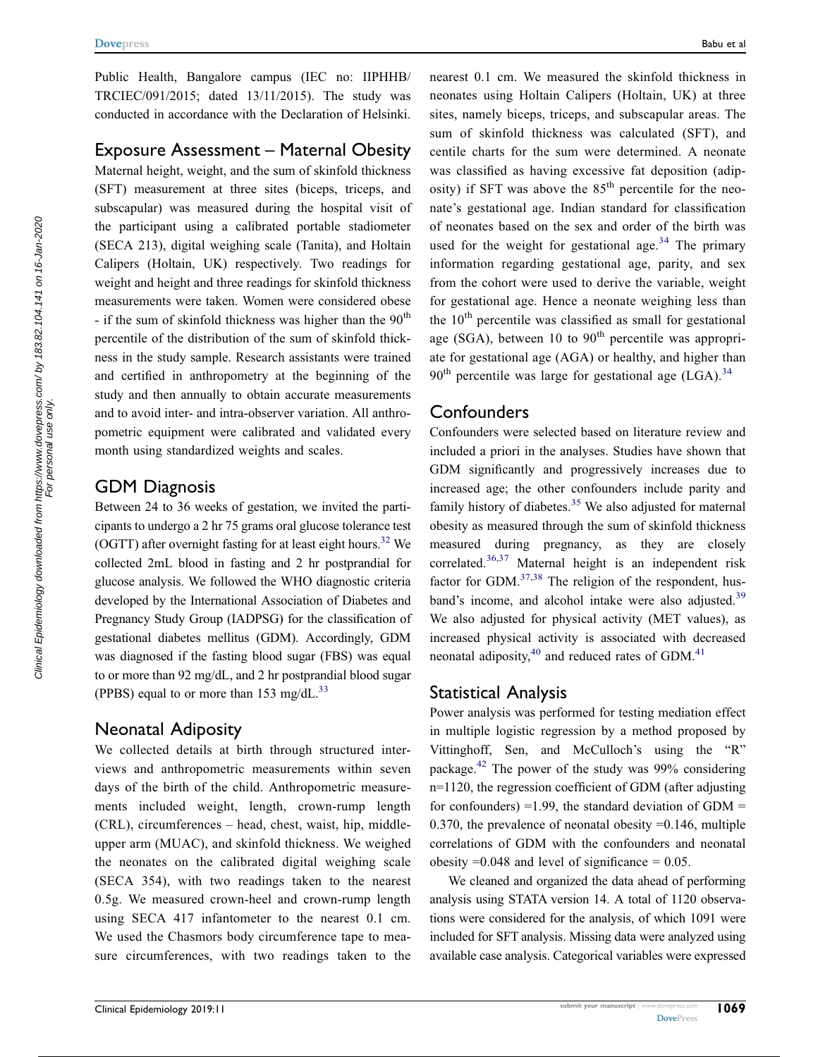Public Health, Bangalore campus (IEC no: IIPHHB/TRCIEC/091/2015; dated 13/11/2015). The study was conducted in accordance with the Declaration of Helsinki.

## Exposure Assessment – Maternal Obesity

Maternal height, weight, and the sum of skinfold thickness (SFT) measurement at three sites (biceps, triceps, and subscapular) was measured during the hospital visit of the participant using a calibrated portable stadiometer (SECA 213), digital weighing scale (Tanita), and Holtain Calipers (Holtain, UK) respectively. Two readings for weight and height and three readings for skinfold thickness measurements were taken. Women were considered obese - if the sum of skinfold thickness was higher than the 90th percentile of the distribution of the sum of skinfold thickness in the study sample. Research assistants were trained and certified in anthropometry at the beginning of the study and then annually to obtain accurate measurements and to avoid inter- and intra-observer variation. All anthropometric equipment were calibrated and validated every month using standardized weights and scales.

## GDM Diagnosis

Between 24 to 36 weeks of gestation, we invited the participants to undergo a 2 hr 75 grams oral glucose tolerance test (OGTT) after overnight fasting for at least eight hours.[32] We collected 2mL blood in fasting and 2 hr postprandial for glucose analysis. We followed the WHO diagnostic criteria developed by the International Association of Diabetes and Pregnancy Study Group (IADPSG) for the classification of gestational diabetes mellitus (GDM). Accordingly, GDM was diagnosed if the fasting blood sugar (FBS) was equal to or more than 92 mg/dL, and 2 hr postprandial blood sugar (PPBS) equal to or more than 153 mg/dL.[33]

## Neonatal Adiposity

We collected details at birth through structured interviews and anthropometric measurements within seven days of the birth of the child. Anthropometric measurements included weight, length, crown-rump length (CRL), circumferences – head, chest, waist, hip, middle-upper arm (MUAC), and skinfold thickness. We weighed the neonates on the calibrated digital weighing scale (SECA 354), with two readings taken to the nearest 0.5g. We measured crown-heel and crown-rump length using SECA 417 infantometer to the nearest 0.1 cm. We used the Chasmors body circumference tape to measure circumferences, with two readings taken to the nearest 0.1 cm. We measured the skinfold thickness in neonates using Holtain Calipers (Holtain, UK) at three sites, namely biceps, triceps, and subscapular areas. The sum of skinfold thickness was calculated (SFT), and centile charts for the sum were determined. A neonate was classified as having excessive fat deposition (adiposity) if SFT was above the 85th percentile for the neonate's gestational age. Indian standard for classification of neonates based on the sex and order of the birth was used for the weight for gestational age.[34] The primary information regarding gestational age, parity, and sex from the cohort were used to derive the variable, weight for gestational age. Hence a neonate weighing less than the 10th percentile was classified as small for gestational age (SGA), between 10 to 90th percentile was appropriate for gestational age (AGA) or healthy, and higher than 90th percentile was large for gestational age (LGA).[34]

## Confounders

Confounders were selected based on literature review and included a priori in the analyses. Studies have shown that GDM significantly and progressively increases due to increased age; the other confounders include parity and family history of diabetes.[35] We also adjusted for maternal obesity as measured through the sum of skinfold thickness measured during pregnancy, as they are closely correlated.[36,37] Maternal height is an independent risk factor for GDM.[37,38] The religion of the respondent, husband's income, and alcohol intake were also adjusted.[39] We also adjusted for physical activity (MET values), as increased physical activity is associated with decreased neonatal adiposity,[40] and reduced rates of GDM.[41]

## Statistical Analysis

Power analysis was performed for testing mediation effect in multiple logistic regression by a method proposed by Vittinghoff, Sen, and McCulloch's using the "R" package.[42] The power of the study was 99% considering n=1120, the regression coefficient of GDM (after adjusting for confounders) =1.99, the standard deviation of GDM = 0.370, the prevalence of neonatal obesity =0.146, multiple correlations of GDM with the confounders and neonatal obesity =0.048 and level of significance = 0.05.

We cleaned and organized the data ahead of performing analysis using STATA version 14. A total of 1120 observations were considered for the analysis, of which 1091 were included for SFT analysis. Missing data were analyzed using available case analysis. Categorical variables were expressed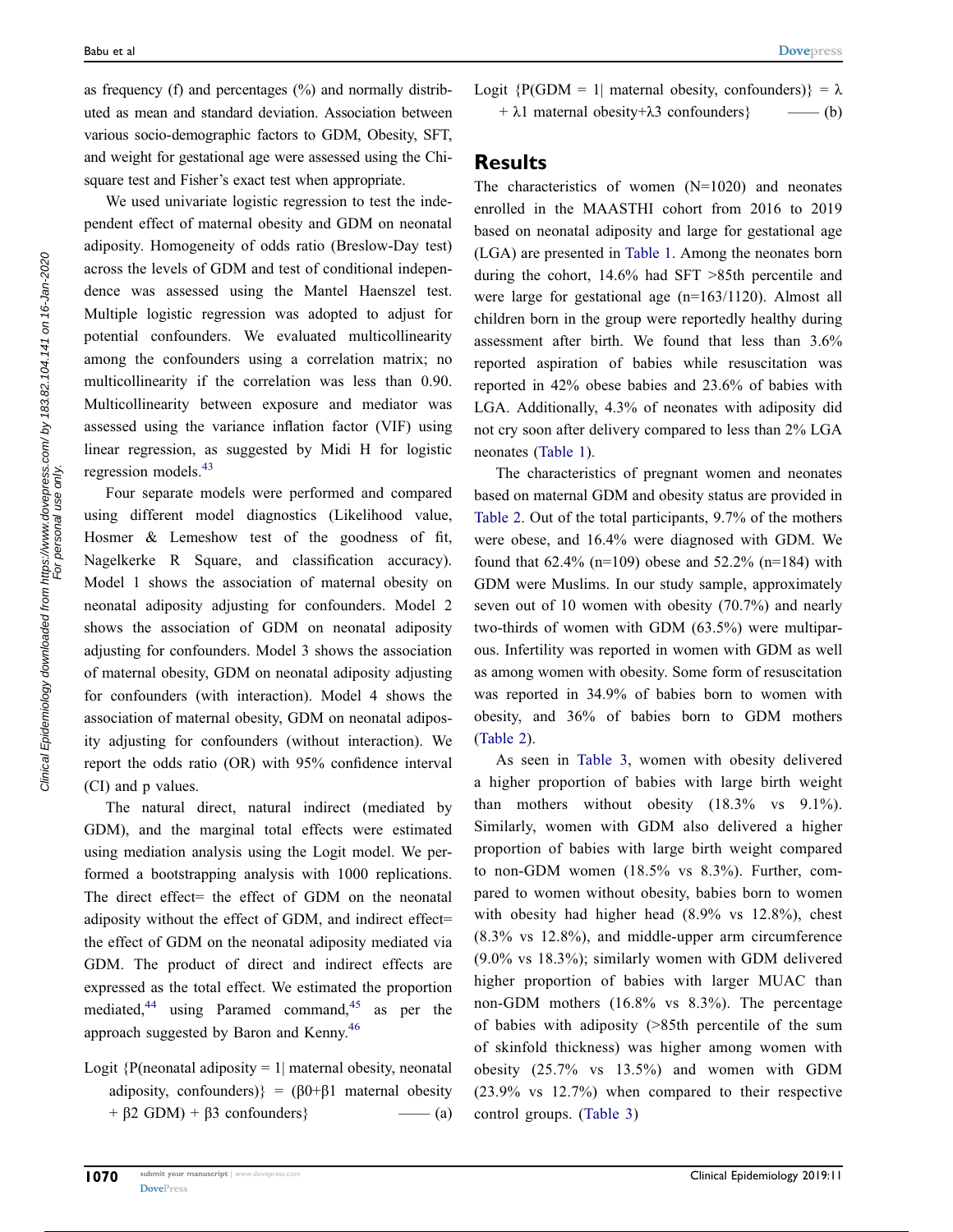as frequency (f) and percentages (%) and normally distributed as mean and standard deviation. Association between various socio-demographic factors to GDM, Obesity, SFT, and weight for gestational age were assessed using the Chi-square test and Fisher's exact test when appropriate.

We used univariate logistic regression to test the independent effect of maternal obesity and GDM on neonatal adiposity. Homogeneity of odds ratio (Breslow-Day test) across the levels of GDM and test of conditional independence was assessed using the Mantel Haenszel test. Multiple logistic regression was adopted to adjust for potential confounders. We evaluated multicollinearity among the confounders using a correlation matrix; no multicollinearity if the correlation was less than 0.90. Multicollinearity between exposure and mediator was assessed using the variance inflation factor (VIF) using linear regression, as suggested by Midi H for logistic regression models.[43]

Four separate models were performed and compared using different model diagnostics (Likelihood value, Hosmer & Lemeshow test of the goodness of fit, Nagelkerke R Square, and classification accuracy). Model 1 shows the association of maternal obesity on neonatal adiposity adjusting for confounders. Model 2 shows the association of GDM on neonatal adiposity adjusting for confounders. Model 3 shows the association of maternal obesity, GDM on neonatal adiposity adjusting for confounders (with interaction). Model 4 shows the association of maternal obesity, GDM on neonatal adiposity adjusting for confounders (without interaction). We report the odds ratio (OR) with 95% confidence interval (CI) and p values.

The natural direct, natural indirect (mediated by GDM), and the marginal total effects were estimated using mediation analysis using the Logit model. We performed a bootstrapping analysis with 1000 replications. The direct effect= the effect of GDM on the neonatal adiposity without the effect of GDM, and indirect effect= the effect of GDM on the neonatal adiposity mediated via GDM. The product of direct and indirect effects are expressed as the total effect. We estimated the proportion mediated,[44] using Paramed command,[45] as per the approach suggested by Baron and Kenny.[46]

$$\text{Logit}\ \{P(\text{neonatal adiposity} = 1 \mid \text{maternal obesity, neonatal adiposity, confounders})\} = (\beta 0 + \beta 1\ \text{maternal obesity} + \beta 2\ \text{GDM}) + \beta 3\ \text{confounders}\} \qquad \text{—— (a)}$$

$$\text{Logit}\ \{P(\text{GDM} = 1 \mid \text{maternal obesity, confounders})\} = \lambda + \lambda 1\ \text{maternal obesity} + \lambda 3\ \text{confounders}\} \qquad \text{—— (b)}$$

## Results

The characteristics of women (N=1020) and neonates enrolled in the MAASTHI cohort from 2016 to 2019 based on neonatal adiposity and large for gestational age (LGA) are presented in Table 1. Among the neonates born during the cohort, 14.6% had SFT >85th percentile and were large for gestational age (n=163/1120). Almost all children born in the group were reportedly healthy during assessment after birth. We found that less than 3.6% reported aspiration of babies while resuscitation was reported in 42% obese babies and 23.6% of babies with LGA. Additionally, 4.3% of neonates with adiposity did not cry soon after delivery compared to less than 2% LGA neonates (Table 1).

The characteristics of pregnant women and neonates based on maternal GDM and obesity status are provided in Table 2. Out of the total participants, 9.7% of the mothers were obese, and 16.4% were diagnosed with GDM. We found that 62.4% (n=109) obese and 52.2% (n=184) with GDM were Muslims. In our study sample, approximately seven out of 10 women with obesity (70.7%) and nearly two-thirds of women with GDM (63.5%) were multiparous. Infertility was reported in women with GDM as well as among women with obesity. Some form of resuscitation was reported in 34.9% of babies born to women with obesity, and 36% of babies born to GDM mothers (Table 2).

As seen in Table 3, women with obesity delivered a higher proportion of babies with large birth weight than mothers without obesity (18.3% vs 9.1%). Similarly, women with GDM also delivered a higher proportion of babies with large birth weight compared to non-GDM women (18.5% vs 8.3%). Further, compared to women without obesity, babies born to women with obesity had higher head (8.9% vs 12.8%), chest (8.3% vs 12.8%), and middle-upper arm circumference (9.0% vs 18.3%); similarly women with GDM delivered higher proportion of babies with larger MUAC than non-GDM mothers (16.8% vs 8.3%). The percentage of babies with adiposity (>85th percentile of the sum of skinfold thickness) was higher among women with obesity (25.7% vs 13.5%) and women with GDM (23.9% vs 12.7%) when compared to their respective control groups. (Table 3)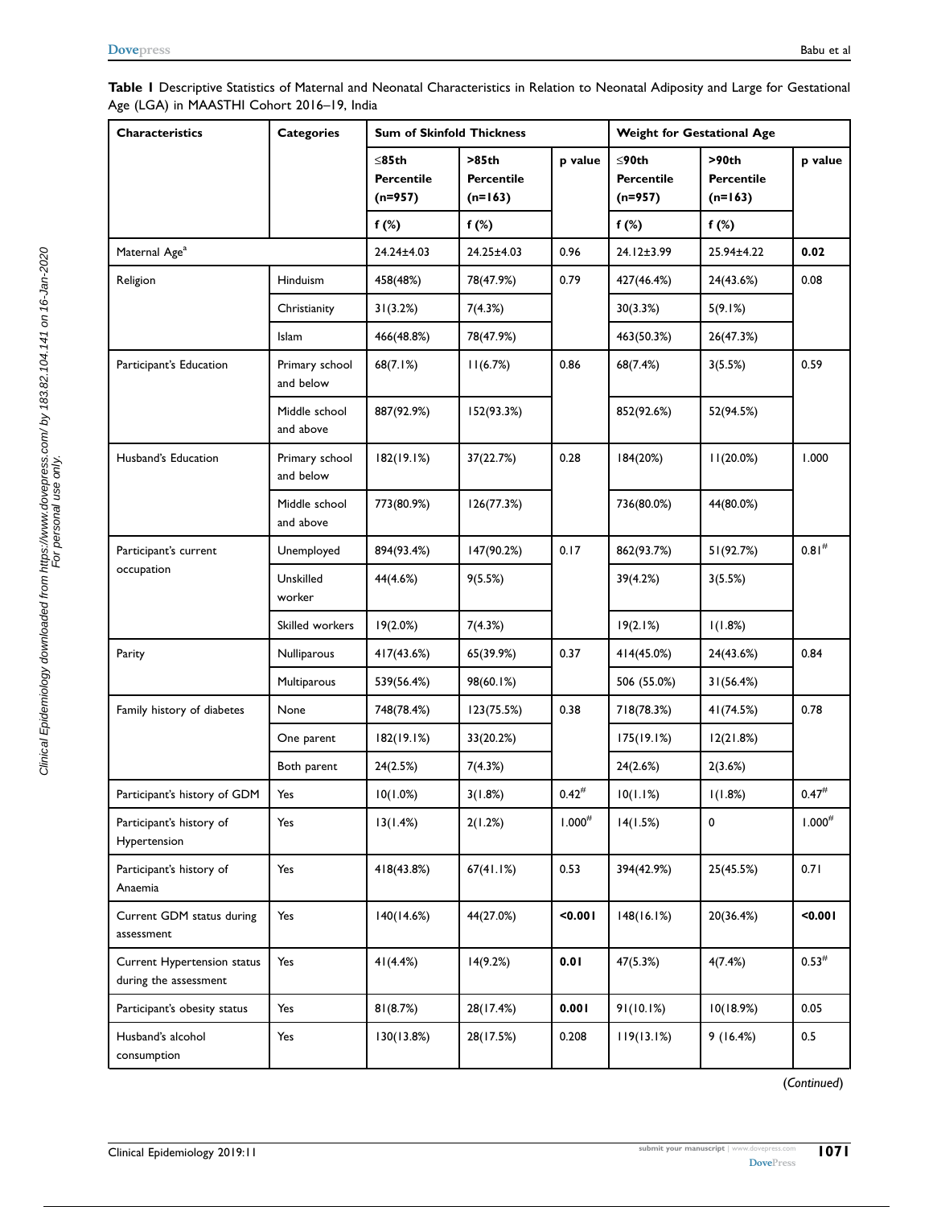**Table 1** Descriptive Statistics of Maternal and Neonatal Characteristics in Relation to Neonatal Adiposity and Large for Gestational Age (LGA) in MAASTHI Cohort 2016–19, India

| Characteristics | Categories | Sum of Skinfold Thickness | | | Weight for Gestational Age | | |
|---|---|---|---|---|---|---|---|
| | | ≤85th Percentile (n=957) | >85th Percentile (n=163) | p value | ≤90th Percentile (n=957) | >90th Percentile (n=163) | p value |
| | | f (%) | f (%) | | f (%) | f (%) | |
| Maternal Age[a] | | 24.24±4.03 | 24.25±4.03 | 0.96 | 24.12±3.99 | 25.94±4.22 | **0.02** |
| Religion | Hinduism | 458(48%) | 78(47.9%) | 0.79 | 427(46.4%) | 24(43.6%) | 0.08 |
| | Christianity | 31(3.2%) | 7(4.3%) | | 30(3.3%) | 5(9.1%) | |
| | Islam | 466(48.8%) | 78(47.9%) | | 463(50.3%) | 26(47.3%) | |
| Participant's Education | Primary school and below | 68(7.1%) | 11(6.7%) | 0.86 | 68(7.4%) | 3(5.5%) | 0.59 |
| | Middle school and above | 887(92.9%) | 152(93.3%) | | 852(92.6%) | 52(94.5%) | |
| Husband's Education | Primary school and below | 182(19.1%) | 37(22.7%) | 0.28 | 184(20%) | 11(20.0%) | 1.000 |
| | Middle school and above | 773(80.9%) | 126(77.3%) | | 736(80.0%) | 44(80.0%) | |
| Participant's current occupation | Unemployed | 894(93.4%) | 147(90.2%) | 0.17 | 862(93.7%) | 51(92.7%) | 0.81[#] |
| | Unskilled worker | 44(4.6%) | 9(5.5%) | | 39(4.2%) | 3(5.5%) | |
| | Skilled workers | 19(2.0%) | 7(4.3%) | | 19(2.1%) | 1(1.8%) | |
| Parity | Nulliparous | 417(43.6%) | 65(39.9%) | 0.37 | 414(45.0%) | 24(43.6%) | 0.84 |
| | Multiparous | 539(56.4%) | 98(60.1%) | | 506 (55.0%) | 31(56.4%) | |
| Family history of diabetes | None | 748(78.4%) | 123(75.5%) | 0.38 | 718(78.3%) | 41(74.5%) | 0.78 |
| | One parent | 182(19.1%) | 33(20.2%) | | 175(19.1%) | 12(21.8%) | |
| | Both parent | 24(2.5%) | 7(4.3%) | | 24(2.6%) | 2(3.6%) | |
| Participant's history of GDM | Yes | 10(1.0%) | 3(1.8%) | 0.42[#] | 10(1.1%) | 1(1.8%) | 0.47[#] |
| Participant's history of Hypertension | Yes | 13(1.4%) | 2(1.2%) | 1.000[#] | 14(1.5%) | 0 | 1.000[#] |
| Participant's history of Anaemia | Yes | 418(43.8%) | 67(41.1%) | 0.53 | 394(42.9%) | 25(45.5%) | 0.71 |
| Current GDM status during assessment | Yes | 140(14.6%) | 44(27.0%) | **<0.001** | 148(16.1%) | 20(36.4%) | **<0.001** |
| Current Hypertension status during the assessment | Yes | 41(4.4%) | 14(9.2%) | **0.01** | 47(5.3%) | 4(7.4%) | 0.53[#] |
| Participant's obesity status | Yes | 81(8.7%) | 28(17.4%) | **0.001** | 91(10.1%) | 10(18.9%) | 0.05 |
| Husband's alcohol consumption | Yes | 130(13.8%) | 28(17.5%) | 0.208 | 119(13.1%) | 9 (16.4%) | 0.5 |

(*Continued*)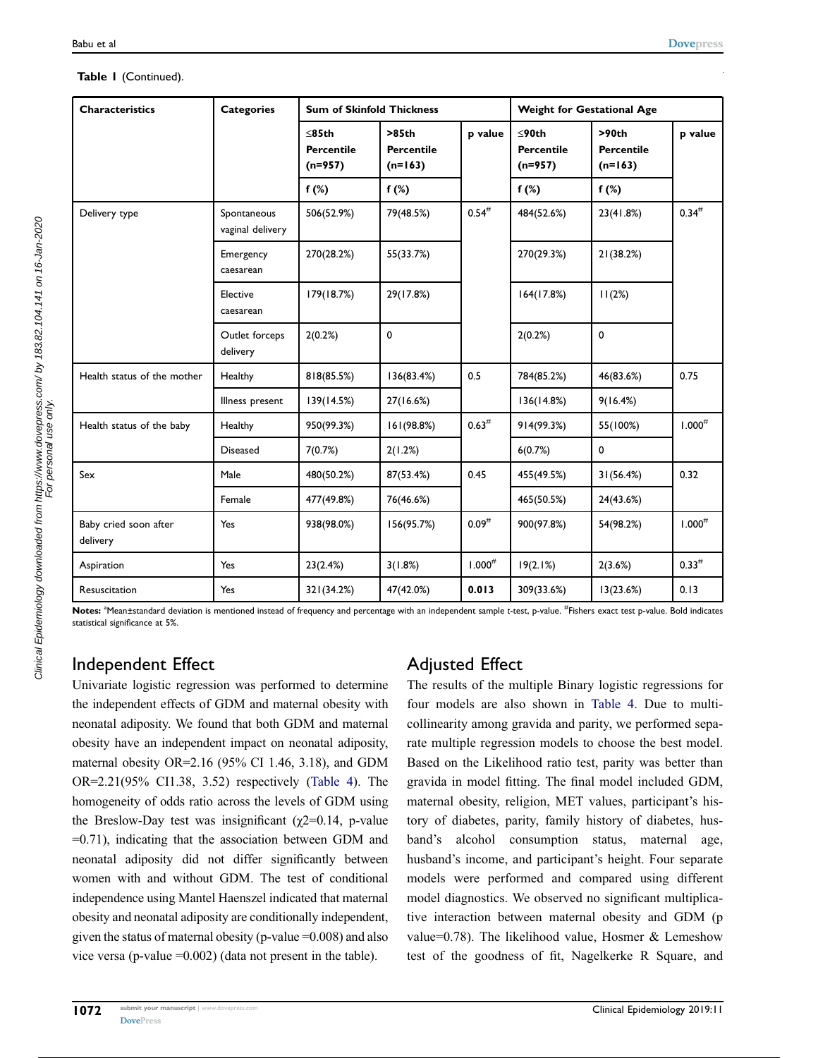**Table 1** (Continued).

| Characteristics | Categories | Sum of Skinfold Thickness | | | Weight for Gestational Age | | |
|---|---|---|---|---|---|---|---|
| | | ≤85th Percentile (n=957) | >85th Percentile (n=163) | p value | ≤90th Percentile (n=957) | >90th Percentile (n=163) | p value |
| | | f (%) | f (%) | | f (%) | f (%) | |
| Delivery type | Spontaneous vaginal delivery | 506(52.9%) | 79(48.5%) | 0.54[#] | 484(52.6%) | 23(41.8%) | 0.34[#] |
| | Emergency caesarean | 270(28.2%) | 55(33.7%) | | 270(29.3%) | 21(38.2%) | |
| | Elective caesarean | 179(18.7%) | 29(17.8%) | | 164(17.8%) | 11(2%) | |
| | Outlet forceps delivery | 2(0.2%) | 0 | | 2(0.2%) | 0 | |
| Health status of the mother | Healthy | 818(85.5%) | 136(83.4%) | 0.5 | 784(85.2%) | 46(83.6%) | 0.75 |
| | Illness present | 139(14.5%) | 27(16.6%) | | 136(14.8%) | 9(16.4%) | |
| Health status of the baby | Healthy | 950(99.3%) | 161(98.8%) | 0.63[#] | 914(99.3%) | 55(100%) | 1.000[#] |
| | Diseased | 7(0.7%) | 2(1.2%) | | 6(0.7%) | 0 | |
| Sex | Male | 480(50.2%) | 87(53.4%) | 0.45 | 455(49.5%) | 31(56.4%) | 0.32 |
| | Female | 477(49.8%) | 76(46.6%) | | 465(50.5%) | 24(43.6%) | |
| Baby cried soon after delivery | Yes | 938(98.0%) | 156(95.7%) | 0.09[#] | 900(97.8%) | 54(98.2%) | 1.000[#] |
| Aspiration | Yes | 23(2.4%) | 3(1.8%) | 1.000[#] | 19(2.1%) | 2(3.6%) | 0.33[#] |
| Resuscitation | Yes | 321(34.2%) | 47(42.0%) | **0.013** | 309(33.6%) | 13(23.6%) | 0.13 |

**Notes:** [a]Mean±standard deviation is mentioned instead of frequency and percentage with an independent sample *t*-test, p-value. [#]Fishers exact test p-value. Bold indicates statistical significance at 5%.

## Independent Effect

Univariate logistic regression was performed to determine the independent effects of GDM and maternal obesity with neonatal adiposity. We found that both GDM and maternal obesity have an independent impact on neonatal adiposity, maternal obesity OR=2.16 (95% CI 1.46, 3.18), and GDM OR=2.21(95% CI1.38, 3.52) respectively (Table 4). The homogeneity of odds ratio across the levels of GDM using the Breslow-Day test was insignificant ($\chi^2$=0.14, p-value =0.71), indicating that the association between GDM and neonatal adiposity did not differ significantly between women with and without GDM. The test of conditional independence using Mantel Haenszel indicated that maternal obesity and neonatal adiposity are conditionally independent, given the status of maternal obesity (p-value =0.008) and also vice versa (p-value =0.002) (data not present in the table).

## Adjusted Effect

The results of the multiple Binary logistic regressions for four models are also shown in Table 4. Due to multicollinearity among gravida and parity, we performed separate multiple regression models to choose the best model. Based on the Likelihood ratio test, parity was better than gravida in model fitting. The final model included GDM, maternal obesity, religion, MET values, participant's history of diabetes, parity, family history of diabetes, husband's alcohol consumption status, maternal age, husband's income, and participant's height. Four separate models were performed and compared using different model diagnostics. We observed no significant multiplicative interaction between maternal obesity and GDM (p value=0.78). The likelihood value, Hosmer & Lemeshow test of the goodness of fit, Nagelkerke R Square, and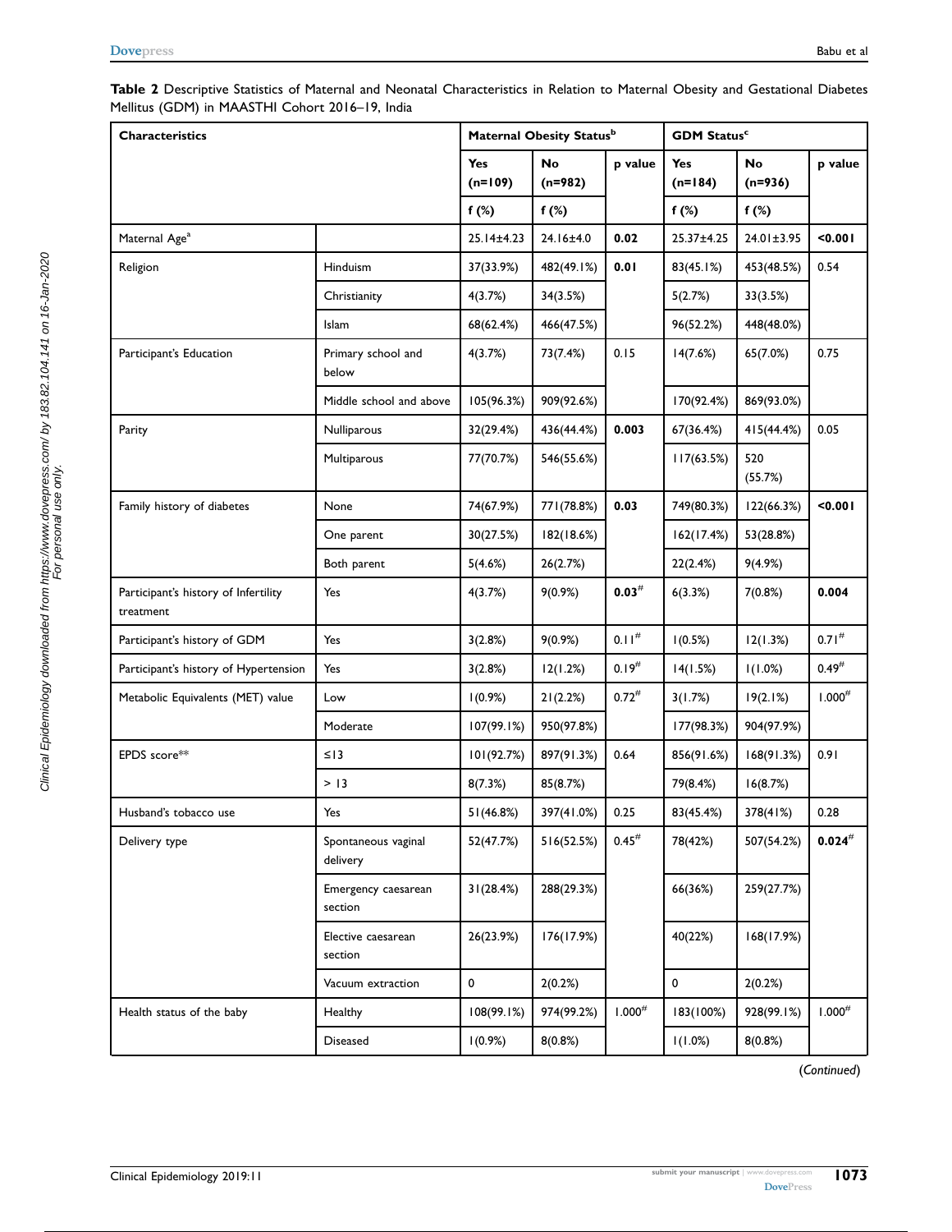**Table 2** Descriptive Statistics of Maternal and Neonatal Characteristics in Relation to Maternal Obesity and Gestational Diabetes Mellitus (GDM) in MAASTHI Cohort 2016–19, India

| Characteristics | | Maternal Obesity Status[b] | | | GDM Status[c] | | |
|---|---|---|---|---|---|---|---|
| | | Yes (n=109) | No (n=982) | p value | Yes (n=184) | No (n=936) | p value |
| | | f (%) | f (%) | | f (%) | f (%) | |
| Maternal Age[a] | | 25.14±4.23 | 24.16±4.0 | **0.02** | 25.37±4.25 | 24.01±3.95 | **<0.001** |
| Religion | Hinduism | 37(33.9%) | 482(49.1%) | **0.01** | 83(45.1%) | 453(48.5%) | 0.54 |
| | Christianity | 4(3.7%) | 34(3.5%) | | 5(2.7%) | 33(3.5%) | |
| | Islam | 68(62.4%) | 466(47.5%) | | 96(52.2%) | 448(48.0%) | |
| Participant's Education | Primary school and below | 4(3.7%) | 73(7.4%) | 0.15 | 14(7.6%) | 65(7.0%) | 0.75 |
| | Middle school and above | 105(96.3%) | 909(92.6%) | | 170(92.4%) | 869(93.0%) | |
| Parity | Nulliparous | 32(29.4%) | 436(44.4%) | **0.003** | 67(36.4%) | 415(44.4%) | 0.05 |
| | Multiparous | 77(70.7%) | 546(55.6%) | | 117(63.5%) | 520 (55.7%) | |
| Family history of diabetes | None | 74(67.9%) | 771(78.8%) | **0.03** | 749(80.3%) | 122(66.3%) | **<0.001** |
| | One parent | 30(27.5%) | 182(18.6%) | | 162(17.4%) | 53(28.8%) | |
| | Both parent | 5(4.6%) | 26(2.7%) | | 22(2.4%) | 9(4.9%) | |
| Participant's history of Infertility treatment | Yes | 4(3.7%) | 9(0.9%) | **0.03[#]** | 6(3.3%) | 7(0.8%) | **0.004** |
| Participant's history of GDM | Yes | 3(2.8%) | 9(0.9%) | 0.11[#] | 1(0.5%) | 12(1.3%) | 0.71[#] |
| Participant's history of Hypertension | Yes | 3(2.8%) | 12(1.2%) | 0.19[#] | 14(1.5%) | 1(1.0%) | 0.49[#] |
| Metabolic Equivalents (MET) value | Low | 1(0.9%) | 21(2.2%) | 0.72[#] | 3(1.7%) | 19(2.1%) | 1.000[#] |
| | Moderate | 107(99.1%) | 950(97.8%) | | 177(98.3%) | 904(97.9%) | |
| EPDS score** | ≤13 | 101(92.7%) | 897(91.3%) | 0.64 | 856(91.6%) | 168(91.3%) | 0.91 |
| | > 13 | 8(7.3%) | 85(8.7%) | | 79(8.4%) | 16(8.7%) | |
| Husband's tobacco use | Yes | 51(46.8%) | 397(41.0%) | 0.25 | 83(45.4%) | 378(41%) | 0.28 |
| Delivery type | Spontaneous vaginal delivery | 52(47.7%) | 516(52.5%) | 0.45[#] | 78(42%) | 507(54.2%) | **0.024[#]** |
| | Emergency caesarean section | 31(28.4%) | 288(29.3%) | | 66(36%) | 259(27.7%) | |
| | Elective caesarean section | 26(23.9%) | 176(17.9%) | | 40(22%) | 168(17.9%) | |
| | Vacuum extraction | 0 | 2(0.2%) | | 0 | 2(0.2%) | |
| Health status of the baby | Healthy | 108(99.1%) | 974(99.2%) | 1.000[#] | 183(100%) | 928(99.1%) | 1.000[#] |
| | Diseased | 1(0.9%) | 8(0.8%) | | 1(1.0%) | 8(0.8%) | |

(Continued)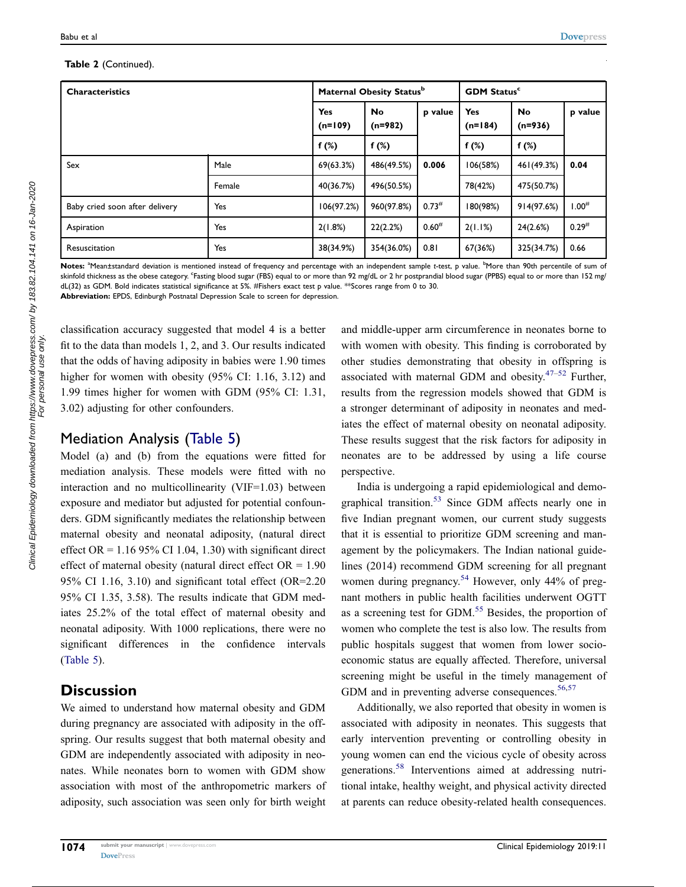**Table 2** (Continued).

| Characteristics | | Maternal Obesity Status[b] | | | GDM Status[c] | | |
|---|---|---|---|---|---|---|---|
| | | Yes (n=109) | No (n=982) | p value | Yes (n=184) | No (n=936) | p value |
| | | f (%) | f (%) | | f (%) | f (%) | |
| Sex | Male | 69(63.3%) | 486(49.5%) | **0.006** | 106(58%) | 461(49.3%) | **0.04** |
| | Female | 40(36.7%) | 496(50.5%) | | 78(42%) | 475(50.7%) | |
| Baby cried soon after delivery | Yes | 106(97.2%) | 960(97.8%) | 0.73[#] | 180(98%) | 914(97.6%) | 1.00[#] |
| Aspiration | Yes | 2(1.8%) | 22(2.2%) | 0.60[#] | 2(1.1%) | 24(2.6%) | 0.29[#] |
| Resuscitation | Yes | 38(34.9%) | 354(36.0%) | 0.81 | 67(36%) | 325(34.7%) | 0.66 |

**Notes:** [a]Mean±standard deviation is mentioned instead of frequency and percentage with an independent sample *t*-test, p value. [b]More than 90th percentile of sum of skinfold thickness as the obese category. [c]Fasting blood sugar (FBS) equal to or more than 92 mg/dL or 2 hr postprandial blood sugar (PPBS) equal to or more than 152 mg/dL(32) as GDM. Bold indicates statistical significance at 5%. #Fishers exact test p value. **Scores range from 0 to 30.

**Abbreviation:** EPDS, Edinburgh Postnatal Depression Scale to screen for depression.

classification accuracy suggested that model 4 is a better fit to the data than models 1, 2, and 3. Our results indicated that the odds of having adiposity in babies were 1.90 times higher for women with obesity (95% CI: 1.16, 3.12) and 1.99 times higher for women with GDM (95% CI: 1.31, 3.02) adjusting for other confounders.

## Mediation Analysis (Table 5)

Model (a) and (b) from the equations were fitted for mediation analysis. These models were fitted with no interaction and no multicollinearity (VIF=1.03) between exposure and mediator but adjusted for potential confounders. GDM significantly mediates the relationship between maternal obesity and neonatal adiposity, (natural direct effect OR = 1.16 95% CI 1.04, 1.30) with significant direct effect of maternal obesity (natural direct effect OR = 1.90 95% CI 1.16, 3.10) and significant total effect (OR=2.20 95% CI 1.35, 3.58). The results indicate that GDM mediates 25.2% of the total effect of maternal obesity and neonatal adiposity. With 1000 replications, there were no significant differences in the confidence intervals (Table 5).

## Discussion

We aimed to understand how maternal obesity and GDM during pregnancy are associated with adiposity in the offspring. Our results suggest that both maternal obesity and GDM are independently associated with adiposity in neonates. While neonates born to women with GDM show association with most of the anthropometric markers of adiposity, such association was seen only for birth weight and middle-upper arm circumference in neonates borne to with women with obesity. This finding is corroborated by other studies demonstrating that obesity in offspring is associated with maternal GDM and obesity.[47–52] Further, results from the regression models showed that GDM is a stronger determinant of adiposity in neonates and mediates the effect of maternal obesity on neonatal adiposity. These results suggest that the risk factors for adiposity in neonates are to be addressed by using a life course perspective.

India is undergoing a rapid epidemiological and demographical transition.[53] Since GDM affects nearly one in five Indian pregnant women, our current study suggests that it is essential to prioritize GDM screening and management by the policymakers. The Indian national guidelines (2014) recommend GDM screening for all pregnant women during pregnancy.[54] However, only 44% of pregnant mothers in public health facilities underwent OGTT as a screening test for GDM.[55] Besides, the proportion of women who complete the test is also low. The results from public hospitals suggest that women from lower socioeconomic status are equally affected. Therefore, universal screening might be useful in the timely management of GDM and in preventing adverse consequences.[56,57]

Additionally, we also reported that obesity in women is associated with adiposity in neonates. This suggests that early intervention preventing or controlling obesity in young women can end the vicious cycle of obesity across generations.[58] Interventions aimed at addressing nutritional intake, healthy weight, and physical activity directed at parents can reduce obesity-related health consequences.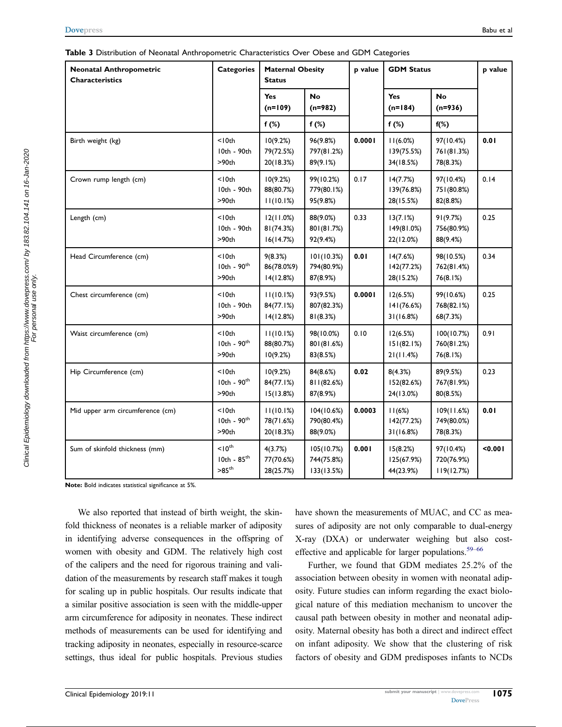**Table 3** Distribution of Neonatal Anthropometric Characteristics Over Obese and GDM Categories

| Neonatal Anthropometric Characteristics | Categories | Maternal Obesity Status | | p value | GDM Status | | p value |
|---|---|---|---|---|---|---|---|
| | | Yes (n=109) | No (n=982) | | Yes (n=184) | No (n=936) | |
| | | f (%) | f (%) | | f (%) | f(%) | |
| Birth weight (kg) | <10th<br>10th - 90th<br>>90th | 10(9.2%)<br>79(72.5%)<br>20(18.3%) | 96(9.8%)<br>797(81.2%)<br>89(9.1%) | **0.0001** | 11(6.0%)<br>139(75.5%)<br>34(18.5%) | 97(10.4%)<br>761(81.3%)<br>78(8.3%) | **0.01** |
| Crown rump length (cm) | <10th<br>10th - 90th<br>>90th | 10(9.2%)<br>88(80.7%)<br>11(10.1%) | 99(10.2%)<br>779(80.1%)<br>95(9.8%) | 0.17 | 14(7.7%)<br>139(76.8%)<br>28(15.5%) | 97(10.4%)<br>751(80.8%)<br>82(8.8%) | 0.14 |
| Length (cm) | <10th<br>10th - 90th<br>>90th | 12(11.0%)<br>81(74.3%)<br>16(14.7%) | 88(9.0%)<br>801(81.7%)<br>92(9.4%) | 0.33 | 13(7.1%)<br>149(81.0%)<br>22(12.0%) | 91(9.7%)<br>756(80.9%)<br>88(9.4%) | 0.25 |
| Head Circumference (cm) | <10th<br>10th - 90th<br>>90th | 9(8.3%)<br>86(78.0%9)<br>14(12.8%) | 101(10.3%)<br>794(80.9%)<br>87(8.9%) | **0.01** | 14(7.6%)<br>142(77.2%)<br>28(15.2%) | 98(10.5%)<br>762(81.4%)<br>76(8.1%) | 0.34 |
| Chest circumference (cm) | <10th<br>10th - 90th<br>>90th | 11(10.1%)<br>84(77.1%)<br>14(12.8%) | 93(9.5%)<br>807(82.3%)<br>81(8.3%) | **0.0001** | 12(6.5%)<br>141(76.6%)<br>31(16.8%) | 99(10.6%)<br>768(82.1%)<br>68(7.3%) | 0.25 |
| Waist circumference (cm) | <10th<br>10th - 90th<br>>90th | 11(10.1%)<br>88(80.7%)<br>10(9.2%) | 98(10.0%)<br>801(81.6%)<br>83(8.5%) | 0.10 | 12(6.5%)<br>151(82.1%)<br>21(11.4%) | 100(10.7%)<br>760(81.2%)<br>76(8.1%) | 0.91 |
| Hip Circumference (cm) | <10th<br>10th - 90th<br>>90th | 10(9.2%)<br>84(77.1%)<br>15(13.8%) | 84(8.6%)<br>811(82.6%)<br>87(8.9%) | **0.02** | 8(4.3%)<br>152(82.6%)<br>24(13.0%) | 89(9.5%)<br>767(81.9%)<br>80(8.5%) | 0.23 |
| Mid upper arm circumference (cm) | <10th<br>10th - 90th<br>>90th | 11(10.1%)<br>78(71.6%)<br>20(18.3%) | 104(10.6%)<br>790(80.4%)<br>88(9.0%) | **0.0003** | 11(6%)<br>142(77.2%)<br>31(16.8%) | 109(11.6%)<br>749(80.0%)<br>78(8.3%) | **0.01** |
| Sum of skinfold thickness (mm) | <10th<br>10th - 85th<br>>85th | 4(3.7%)<br>77(70.6%)<br>28(25.7%) | 105(10.7%)<br>744(75.8%)<br>133(13.5%) | **0.001** | 15(8.2%)<br>125(67.9%)<br>44(23.9%) | 97(10.4%)<br>720(76.9%)<br>119(12.7%) | **<0.001** |

**Note:** Bold indicates statistical significance at 5%.

We also reported that instead of birth weight, the skinfold thickness of neonates is a reliable marker of adiposity in identifying adverse consequences in the offspring of women with obesity and GDM. The relatively high cost of the calipers and the need for rigorous training and validation of the measurements by research staff makes it tough for scaling up in public hospitals. Our results indicate that a similar positive association is seen with the middle-upper arm circumference for adiposity in neonates. These indirect methods of measurements can be used for identifying and tracking adiposity in neonates, especially in resource-scarce settings, thus ideal for public hospitals. Previous studies have shown the measurements of MUAC, and CC as measures of adiposity are not only comparable to dual-energy X-ray (DXA) or underwater weighing but also cost-effective and applicable for larger populations.[59–66]

Further, we found that GDM mediates 25.2% of the association between obesity in women with neonatal adiposity. Future studies can inform regarding the exact biological nature of this mediation mechanism to uncover the causal path between obesity in mother and neonatal adiposity. Maternal obesity has both a direct and indirect effect on infant adiposity. We show that the clustering of risk factors of obesity and GDM predisposes infants to NCDs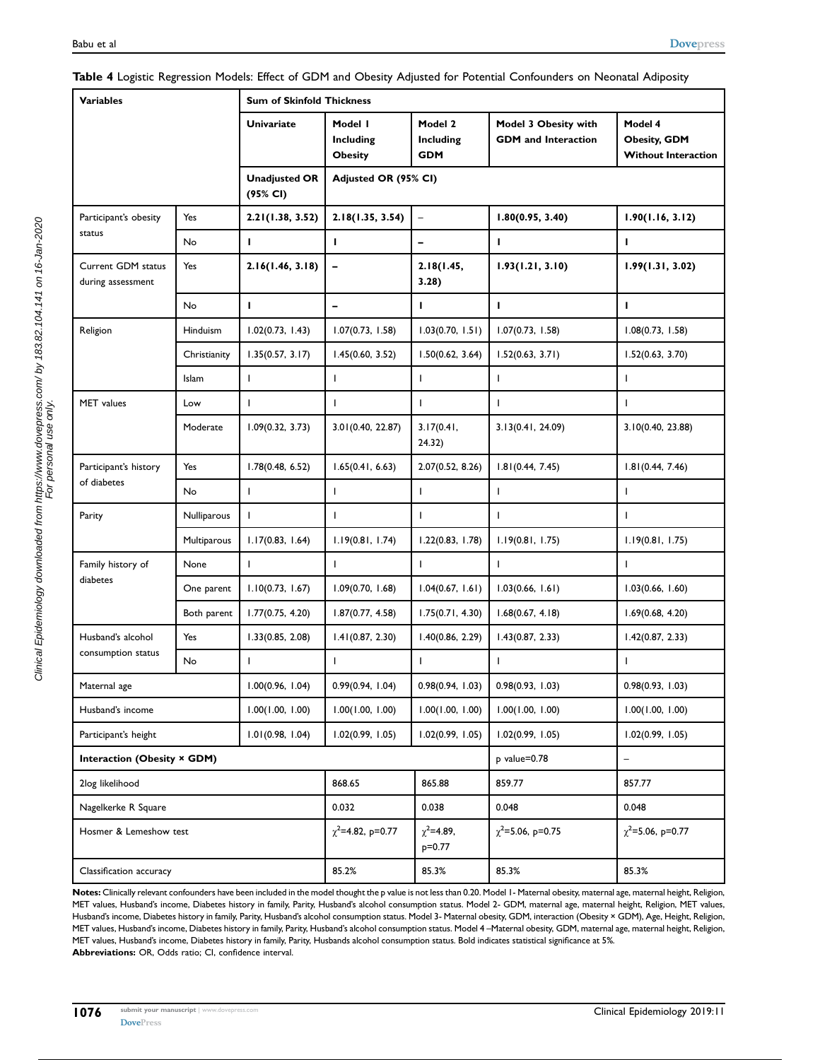**Table 4** Logistic Regression Models: Effect of GDM and Obesity Adjusted for Potential Confounders on Neonatal Adiposity

| Variables | | Sum of Skinfold Thickness | | | | |
|---|---|---|---|---|---|---|
| | | **Univariate** | **Model 1 Including Obesity** | **Model 2 Including GDM** | **Model 3 Obesity with GDM and Interaction** | **Model 4 Obesity, GDM Without Interaction** |
| | | **Unadjusted OR (95% CI)** | **Adjusted OR (95% CI)** | | | |
| Participant's obesity status | Yes | **2.21(1.38, 3.52)** | **2.18(1.35, 3.54)** | – | **1.80(0.95, 3.40)** | **1.90(1.16, 3.12)** |
| | No | **1** | **1** | **–** | **1** | **1** |
| Current GDM status during assessment | Yes | **2.16(1.46, 3.18)** | **–** | **2.18(1.45, 3.28)** | **1.93(1.21, 3.10)** | **1.99(1.31, 3.02)** |
| | No | **1** | **–** | **1** | **1** | **1** |
| Religion | Hinduism | 1.02(0.73, 1.43) | 1.07(0.73, 1.58) | 1.03(0.70, 1.51) | 1.07(0.73, 1.58) | 1.08(0.73, 1.58) |
| | Christianity | 1.35(0.57, 3.17) | 1.45(0.60, 3.52) | 1.50(0.62, 3.64) | 1.52(0.63, 3.71) | 1.52(0.63, 3.70) |
| | Islam | 1 | 1 | 1 | 1 | 1 |
| MET values | Low | 1 | 1 | 1 | 1 | 1 |
| | Moderate | 1.09(0.32, 3.73) | 3.01(0.40, 22.87) | 3.17(0.41, 24.32) | 3.13(0.41, 24.09) | 3.10(0.40, 23.88) |
| Participant's history of diabetes | Yes | 1.78(0.48, 6.52) | 1.65(0.41, 6.63) | 2.07(0.52, 8.26) | 1.81(0.44, 7.45) | 1.81(0.44, 7.46) |
| | No | 1 | 1 | 1 | 1 | 1 |
| Parity | Nulliparous | 1 | 1 | 1 | 1 | 1 |
| | Multiparous | 1.17(0.83, 1.64) | 1.19(0.81, 1.74) | 1.22(0.83, 1.78) | 1.19(0.81, 1.75) | 1.19(0.81, 1.75) |
| Family history of diabetes | None | 1 | 1 | 1 | 1 | 1 |
| | One parent | 1.10(0.73, 1.67) | 1.09(0.70, 1.68) | 1.04(0.67, 1.61) | 1.03(0.66, 1.61) | 1.03(0.66, 1.60) |
| | Both parent | 1.77(0.75, 4.20) | 1.87(0.77, 4.58) | 1.75(0.71, 4.30) | 1.68(0.67, 4.18) | 1.69(0.68, 4.20) |
| Husband's alcohol consumption status | Yes | 1.33(0.85, 2.08) | 1.41(0.87, 2.30) | 1.40(0.86, 2.29) | 1.43(0.87, 2.33) | 1.42(0.87, 2.33) |
| | No | 1 | 1 | 1 | 1 | 1 |
| Maternal age | | 1.00(0.96, 1.04) | 0.99(0.94, 1.04) | 0.98(0.94, 1.03) | 0.98(0.93, 1.03) | 0.98(0.93, 1.03) |
| Husband's income | | 1.00(1.00, 1.00) | 1.00(1.00, 1.00) | 1.00(1.00, 1.00) | 1.00(1.00, 1.00) | 1.00(1.00, 1.00) |
| Participant's height | | 1.01(0.98, 1.04) | 1.02(0.99, 1.05) | 1.02(0.99, 1.05) | 1.02(0.99, 1.05) | 1.02(0.99, 1.05) |
| **Interaction (Obesity × GDM)** | | | | | p value=0.78 | – |
| 2log likelihood | | | 868.65 | 865.88 | 859.77 | 857.77 |
| Nagelkerke R Square | | | 0.032 | 0.038 | 0.048 | 0.048 |
| Hosmer & Lemeshow test | | | $\chi^2$=4.82, p=0.77 | $\chi^2$=4.89, p=0.77 | $\chi^2$=5.06, p=0.75 | $\chi^2$=5.06, p=0.77 |
| Classification accuracy | | | 85.2% | 85.3% | 85.3% | 85.3% |

**Notes:** Clinically relevant confounders have been included in the model thought the p value is not less than 0.20. Model 1- Maternal obesity, maternal age, maternal height, Religion, MET values, Husband's income, Diabetes history in family, Parity, Husband's alcohol consumption status. Model 2- GDM, maternal age, maternal height, Religion, MET values, Husband's income, Diabetes history in family, Parity, Husband's alcohol consumption status. Model 3- Maternal obesity, GDM, interaction (Obesity × GDM), Age, Height, Religion, MET values, Husband's income, Diabetes history in family, Parity, Husband's alcohol consumption status. Model 4 –Maternal obesity, GDM, maternal age, maternal height, Religion, MET values, Husband's income, Diabetes history in family, Parity, Husbands alcohol consumption status. Bold indicates statistical significance at 5%.
**Abbreviations:** OR, Odds ratio; CI, confidence interval.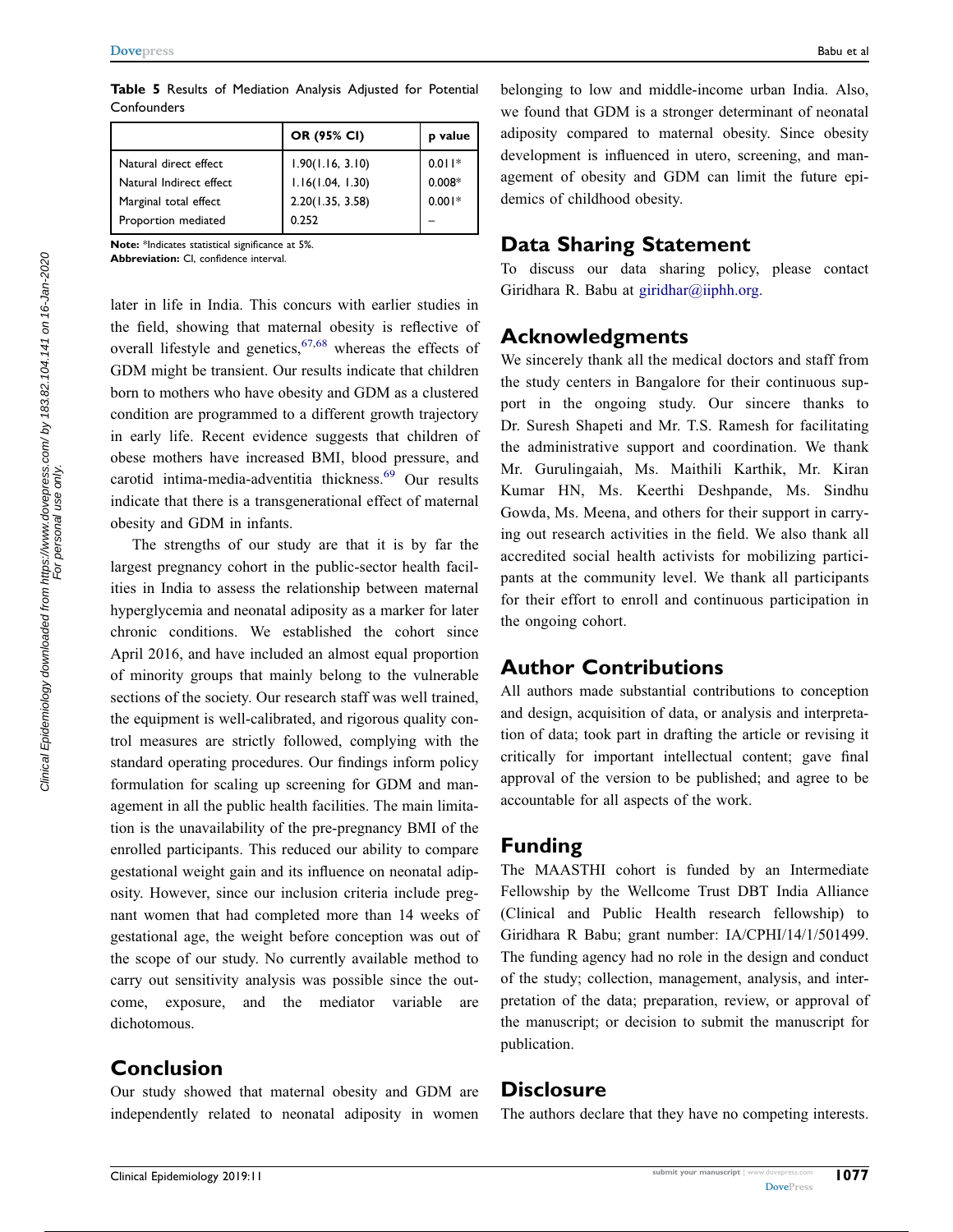**Table 5** Results of Mediation Analysis Adjusted for Potential Confounders

| | OR (95% CI) | p value |
|---|---|---|
| Natural direct effect | 1.90(1.16, 3.10) | 0.011* |
| Natural Indirect effect | 1.16(1.04, 1.30) | 0.008* |
| Marginal total effect | 2.20(1.35, 3.58) | 0.001* |
| Proportion mediated | 0.252 | – |

**Note:** *Indicates statistical significance at 5%.
**Abbreviation:** CI, confidence interval.

later in life in India. This concurs with earlier studies in the field, showing that maternal obesity is reflective of overall lifestyle and genetics,[67,68] whereas the effects of GDM might be transient. Our results indicate that children born to mothers who have obesity and GDM as a clustered condition are programmed to a different growth trajectory in early life. Recent evidence suggests that children of obese mothers have increased BMI, blood pressure, and carotid intima-media-adventitia thickness.[69] Our results indicate that there is a transgenerational effect of maternal obesity and GDM in infants.

The strengths of our study are that it is by far the largest pregnancy cohort in the public-sector health facilities in India to assess the relationship between maternal hyperglycemia and neonatal adiposity as a marker for later chronic conditions. We established the cohort since April 2016, and have included an almost equal proportion of minority groups that mainly belong to the vulnerable sections of the society. Our research staff was well trained, the equipment is well-calibrated, and rigorous quality control measures are strictly followed, complying with the standard operating procedures. Our findings inform policy formulation for scaling up screening for GDM and management in all the public health facilities. The main limitation is the unavailability of the pre-pregnancy BMI of the enrolled participants. This reduced our ability to compare gestational weight gain and its influence on neonatal adiposity. However, since our inclusion criteria include pregnant women that had completed more than 14 weeks of gestational age, the weight before conception was out of the scope of our study. No currently available method to carry out sensitivity analysis was possible since the outcome, exposure, and the mediator variable are dichotomous.

## Conclusion

Our study showed that maternal obesity and GDM are independently related to neonatal adiposity in women belonging to low and middle-income urban India. Also, we found that GDM is a stronger determinant of neonatal adiposity compared to maternal obesity. Since obesity development is influenced in utero, screening, and management of obesity and GDM can limit the future epidemics of childhood obesity.

## Data Sharing Statement

To discuss our data sharing policy, please contact Giridhara R. Babu at giridhar@iiphh.org.

## Acknowledgments

We sincerely thank all the medical doctors and staff from the study centers in Bangalore for their continuous support in the ongoing study. Our sincere thanks to Dr. Suresh Shapeti and Mr. T.S. Ramesh for facilitating the administrative support and coordination. We thank Mr. Gurulingaiah, Ms. Maithili Karthik, Mr. Kiran Kumar HN, Ms. Keerthi Deshpande, Ms. Sindhu Gowda, Ms. Meena, and others for their support in carrying out research activities in the field. We also thank all accredited social health activists for mobilizing participants at the community level. We thank all participants for their effort to enroll and continuous participation in the ongoing cohort.

## Author Contributions

All authors made substantial contributions to conception and design, acquisition of data, or analysis and interpretation of data; took part in drafting the article or revising it critically for important intellectual content; gave final approval of the version to be published; and agree to be accountable for all aspects of the work.

## Funding

The MAASTHI cohort is funded by an Intermediate Fellowship by the Wellcome Trust DBT India Alliance (Clinical and Public Health research fellowship) to Giridhara R Babu; grant number: IA/CPHI/14/1/501499. The funding agency had no role in the design and conduct of the study; collection, management, analysis, and interpretation of the data; preparation, review, or approval of the manuscript; or decision to submit the manuscript for publication.

## Disclosure

The authors declare that they have no competing interests.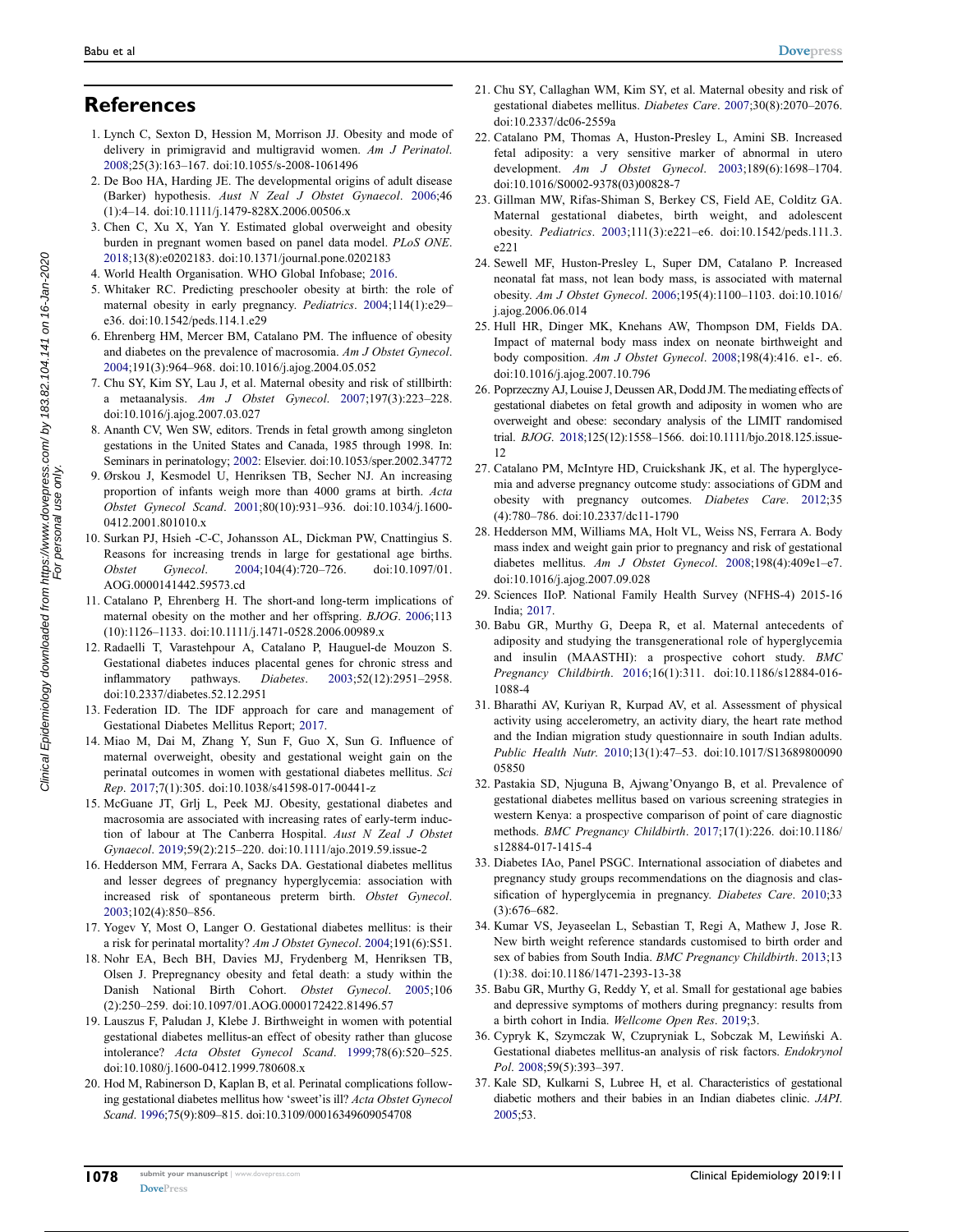## References

1. Lynch C, Sexton D, Hession M, Morrison JJ. Obesity and mode of delivery in primigravid and multigravid women. *Am J Perinatol*. 2008;25(3):163–167. doi:10.1055/s-2008-1061496
2. De Boo HA, Harding JE. The developmental origins of adult disease (Barker) hypothesis. *Aust N Zeal J Obstet Gynaecol*. 2006;46 (1):4–14. doi:10.1111/j.1479-828X.2006.00506.x
3. Chen C, Xu X, Yan Y. Estimated global overweight and obesity burden in pregnant women based on panel data model. *PLoS ONE*. 2018;13(8):e0202183. doi:10.1371/journal.pone.0202183
4. World Health Organisation. WHO Global Infobase; 2016.
5. Whitaker RC. Predicting preschooler obesity at birth: the role of maternal obesity in early pregnancy. *Pediatrics*. 2004;114(1):e29–e36. doi:10.1542/peds.114.1.e29
6. Ehrenberg HM, Mercer BM, Catalano PM. The influence of obesity and diabetes on the prevalence of macrosomia. *Am J Obstet Gynecol*. 2004;191(3):964–968. doi:10.1016/j.ajog.2004.05.052
7. Chu SY, Kim SY, Lau J, et al. Maternal obesity and risk of stillbirth: a metaanalysis. *Am J Obstet Gynecol*. 2007;197(3):223–228. doi:10.1016/j.ajog.2007.03.027
8. Ananth CV, Wen SW, editors. Trends in fetal growth among singleton gestations in the United States and Canada, 1985 through 1998. In: Seminars in perinatology; 2002: Elsevier. doi:10.1053/sper.2002.34772
9. Ørskou J, Kesmodel U, Henriksen TB, Secher NJ. An increasing proportion of infants weigh more than 4000 grams at birth. *Acta Obstet Gynecol Scand*. 2001;80(10):931–936. doi:10.1034/j.1600-0412.2001.801010.x
10. Surkan PJ, Hsieh -C-C, Johansson AL, Dickman PW, Cnattingius S. Reasons for increasing trends in large for gestational age births. *Obstet Gynecol*. 2004;104(4):720–726. doi:10.1097/01.AOG.0000141442.59573.cd
11. Catalano P, Ehrenberg H. The short-and long-term implications of maternal obesity on the mother and her offspring. *BJOG*. 2006;113 (10):1126–1133. doi:10.1111/j.1471-0528.2006.00989.x
12. Radaelli T, Varastehpour A, Catalano P, Hauguel-de Mouzon S. Gestational diabetes induces placental genes for chronic stress and inflammatory pathways. *Diabetes*. 2003;52(12):2951–2958. doi:10.2337/diabetes.52.12.2951
13. Federation ID. The IDF approach for care and management of Gestational Diabetes Mellitus Report; 2017.
14. Miao M, Dai M, Zhang Y, Sun F, Guo X, Sun G. Influence of maternal overweight, obesity and gestational weight gain on the perinatal outcomes in women with gestational diabetes mellitus. *Sci Rep*. 2017;7(1):305. doi:10.1038/s41598-017-00441-z
15. McGuane JT, Grlj L, Peek MJ. Obesity, gestational diabetes and macrosomia are associated with increasing rates of early-term induction of labour at The Canberra Hospital. *Aust N Zeal J Obstet Gynaecol*. 2019;59(2):215–220. doi:10.1111/ajo.2019.59.issue-2
16. Hedderson MM, Ferrara A, Sacks DA. Gestational diabetes mellitus and lesser degrees of pregnancy hyperglycemia: association with increased risk of spontaneous preterm birth. *Obstet Gynecol*. 2003;102(4):850–856.
17. Yogev Y, Most O, Langer O. Gestational diabetes mellitus: is their a risk for perinatal mortality? *Am J Obstet Gynecol*. 2004;191(6):S51.
18. Nohr EA, Bech BH, Davies MJ, Frydenberg M, Henriksen TB, Olsen J. Prepregnancy obesity and fetal death: a study within the Danish National Birth Cohort. *Obstet Gynecol*. 2005;106 (2):250–259. doi:10.1097/01.AOG.0000172422.81496.57
19. Lauszus F, Paludan J, Klebe J. Birthweight in women with potential gestational diabetes mellitus-an effect of obesity rather than glucose intolerance? *Acta Obstet Gynecol Scand*. 1999;78(6):520–525. doi:10.1080/j.1600-0412.1999.780608.x
20. Hod M, Rabinerson D, Kaplan B, et al. Perinatal complications following gestational diabetes mellitus how 'sweet'is ill? *Acta Obstet Gynecol Scand*. 1996;75(9):809–815. doi:10.3109/00016349609054708
21. Chu SY, Callaghan WM, Kim SY, et al. Maternal obesity and risk of gestational diabetes mellitus. *Diabetes Care*. 2007;30(8):2070–2076. doi:10.2337/dc06-2559a
22. Catalano PM, Thomas A, Huston-Presley L, Amini SB. Increased fetal adiposity: a very sensitive marker of abnormal in utero development. *Am J Obstet Gynecol*. 2003;189(6):1698–1704. doi:10.1016/S0002-9378(03)00828-7
23. Gillman MW, Rifas-Shiman S, Berkey CS, Field AE, Colditz GA. Maternal gestational diabetes, birth weight, and adolescent obesity. *Pediatrics*. 2003;111(3):e221–e6. doi:10.1542/peds.111.3.e221
24. Sewell MF, Huston-Presley L, Super DM, Catalano P. Increased neonatal fat mass, not lean body mass, is associated with maternal obesity. *Am J Obstet Gynecol*. 2006;195(4):1100–1103. doi:10.1016/j.ajog.2006.06.014
25. Hull HR, Dinger MK, Knehans AW, Thompson DM, Fields DA. Impact of maternal body mass index on neonate birthweight and body composition. *Am J Obstet Gynecol*. 2008;198(4):416. e1-. e6. doi:10.1016/j.ajog.2007.10.796
26. Poprzeczny AJ, Louise J, Deussen AR, Dodd JM. The mediating effects of gestational diabetes on fetal growth and adiposity in women who are overweight and obese: secondary analysis of the LIMIT randomised trial. *BJOG*. 2018;125(12):1558–1566. doi:10.1111/bjo.2018.125.issue-12
27. Catalano PM, McIntyre HD, Cruickshank JK, et al. The hyperglycemia and adverse pregnancy outcome study: associations of GDM and obesity with pregnancy outcomes. *Diabetes Care*. 2012;35 (4):780–786. doi:10.2337/dc11-1790
28. Hedderson MM, Williams MA, Holt VL, Weiss NS, Ferrara A. Body mass index and weight gain prior to pregnancy and risk of gestational diabetes mellitus. *Am J Obstet Gynecol*. 2008;198(4):409e1–e7. doi:10.1016/j.ajog.2007.09.028
29. Sciences IIoP. National Family Health Survey (NFHS-4) 2015-16 India; 2017.
30. Babu GR, Murthy G, Deepa R, et al. Maternal antecedents of adiposity and studying the transgenerational role of hyperglycemia and insulin (MAASTHI): a prospective cohort study. *BMC Pregnancy Childbirth*. 2016;16(1):311. doi:10.1186/s12884-016-1088-4
31. Bharathi AV, Kuriyan R, Kurpad AV, et al. Assessment of physical activity using accelerometry, an activity diary, the heart rate method and the Indian migration study questionnaire in south Indian adults. *Public Health Nutr*. 2010;13(1):47–53. doi:10.1017/S1368980009005850
32. Pastakia SD, Njuguna B, Ajwang'Onyango B, et al. Prevalence of gestational diabetes mellitus based on various screening strategies in western Kenya: a prospective comparison of point of care diagnostic methods. *BMC Pregnancy Childbirth*. 2017;17(1):226. doi:10.1186/s12884-017-1415-4
33. Diabetes IAo, Panel PSGC. International association of diabetes and pregnancy study groups recommendations on the diagnosis and classification of hyperglycemia in pregnancy. *Diabetes Care*. 2010;33 (3):676–682.
34. Kumar VS, Jeyaseelan L, Sebastian T, Regi A, Mathew J, Jose R. New birth weight reference standards customised to birth order and sex of babies from South India. *BMC Pregnancy Childbirth*. 2013;13 (1):38. doi:10.1186/1471-2393-13-38
35. Babu GR, Murthy G, Reddy Y, et al. Small for gestational age babies and depressive symptoms of mothers during pregnancy: results from a birth cohort in India. *Wellcome Open Res*. 2019;3.
36. Cypryk K, Szymczak W, Czupryniak L, Sobczak M, Lewiński A. Gestational diabetes mellitus-an analysis of risk factors. *Endokrynol Pol*. 2008;59(5):393–397.
37. Kale SD, Kulkarni S, Lubree H, et al. Characteristics of gestational diabetic mothers and their babies in an Indian diabetes clinic. *JAPI*. 2005;53.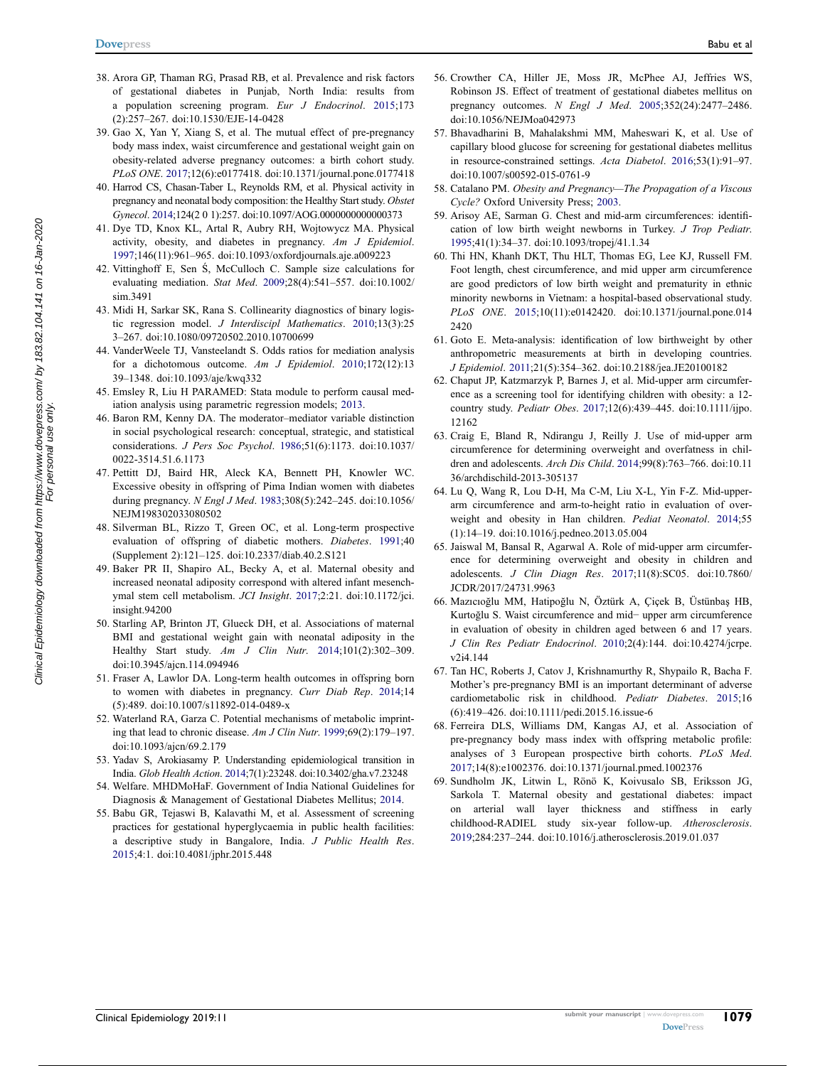38. Arora GP, Thaman RG, Prasad RB, et al. Prevalence and risk factors of gestational diabetes in Punjab, North India: results from a population screening program. *Eur J Endocrinol*. 2015;173(2):257–267. doi:10.1530/EJE-14-0428
39. Gao X, Yan Y, Xiang S, et al. The mutual effect of pre-pregnancy body mass index, waist circumference and gestational weight gain on obesity-related adverse pregnancy outcomes: a birth cohort study. *PLoS ONE*. 2017;12(6):e0177418. doi:10.1371/journal.pone.0177418
40. Harrod CS, Chasan-Taber L, Reynolds RM, et al. Physical activity in pregnancy and neonatal body composition: the Healthy Start study. *Obstet Gynecol*. 2014;124(2 0 1):257. doi:10.1097/AOG.0000000000000373
41. Dye TD, Knox KL, Artal R, Aubry RH, Wojtowycz MA. Physical activity, obesity, and diabetes in pregnancy. *Am J Epidemiol*. 1997;146(11):961–965. doi:10.1093/oxfordjournals.aje.a009223
42. Vittinghoff E, Sen Ś, McCulloch C. Sample size calculations for evaluating mediation. *Stat Med*. 2009;28(4):541–557. doi:10.1002/sim.3491
43. Midi H, Sarkar SK, Rana S. Collinearity diagnostics of binary logistic regression model. *J Interdiscipl Mathematics*. 2010;13(3):253–267. doi:10.1080/09720502.2010.10700699
44. VanderWeele TJ, Vansteelandt S. Odds ratios for mediation analysis for a dichotomous outcome. *Am J Epidemiol*. 2010;172(12):1339–1348. doi:10.1093/aje/kwq332
45. Emsley R, Liu H PARAMED: Stata module to perform causal mediation analysis using parametric regression models; 2013.
46. Baron RM, Kenny DA. The moderator–mediator variable distinction in social psychological research: conceptual, strategic, and statistical considerations. *J Pers Soc Psychol*. 1986;51(6):1173. doi:10.1037/0022-3514.51.6.1173
47. Pettitt DJ, Baird HR, Aleck KA, Bennett PH, Knowler WC. Excessive obesity in offspring of Pima Indian women with diabetes during pregnancy. *N Engl J Med*. 1983;308(5):242–245. doi:10.1056/NEJM198302033080502
48. Silverman BL, Rizzo T, Green OC, et al. Long-term prospective evaluation of offspring of diabetic mothers. *Diabetes*. 1991;40(Supplement 2):121–125. doi:10.2337/diab.40.2.S121
49. Baker PR II, Shapiro AL, Becky A, et al. Maternal obesity and increased neonatal adiposity correspond with altered infant mesenchymal stem cell metabolism. *JCI Insight*. 2017;2:21. doi:10.1172/jci.insight.94200
50. Starling AP, Brinton JT, Glueck DH, et al. Associations of maternal BMI and gestational weight gain with neonatal adiposity in the Healthy Start study. *Am J Clin Nutr*. 2014;101(2):302–309. doi:10.3945/ajcn.114.094946
51. Fraser A, Lawlor DA. Long-term health outcomes in offspring born to women with diabetes in pregnancy. *Curr Diab Rep*. 2014;14(5):489. doi:10.1007/s11892-014-0489-x
52. Waterland RA, Garza C. Potential mechanisms of metabolic imprinting that lead to chronic disease. *Am J Clin Nutr*. 1999;69(2):179–197. doi:10.1093/ajcn/69.2.179
53. Yadav S, Arokiasamy P. Understanding epidemiological transition in India. *Glob Health Action*. 2014;7(1):23248. doi:10.3402/gha.v7.23248
54. Welfare. MHDMoHaF. Government of India National Guidelines for Diagnosis & Management of Gestational Diabetes Mellitus; 2014.
55. Babu GR, Tejaswi B, Kalavathi M, et al. Assessment of screening practices for gestational hyperglycaemia in public health facilities: a descriptive study in Bangalore, India. *J Public Health Res*. 2015;4:1. doi:10.4081/jphr.2015.448
56. Crowther CA, Hiller JE, Moss JR, McPhee AJ, Jeffries WS, Robinson JS. Effect of treatment of gestational diabetes mellitus on pregnancy outcomes. *N Engl J Med*. 2005;352(24):2477–2486. doi:10.1056/NEJMoa042973
57. Bhavadharini B, Mahalakshmi MM, Maheswari K, et al. Use of capillary blood glucose for screening for gestational diabetes mellitus in resource-constrained settings. *Acta Diabetol*. 2016;53(1):91–97. doi:10.1007/s00592-015-0761-9
58. Catalano PM. *Obesity and Pregnancy—The Propagation of a Viscous Cycle?* Oxford University Press; 2003.
59. Arisoy AE, Sarman G. Chest and mid-arm circumferences: identification of low birth weight newborns in Turkey. *J Trop Pediatr*. 1995;41(1):34–37. doi:10.1093/tropej/41.1.34
60. Thi HN, Khanh DKT, Thu HLT, Thomas EG, Lee KJ, Russell FM. Foot length, chest circumference, and mid upper arm circumference are good predictors of low birth weight and prematurity in ethnic minority newborns in Vietnam: a hospital-based observational study. *PLoS ONE*. 2015;10(11):e0142420. doi:10.1371/journal.pone.0142420
61. Goto E. Meta-analysis: identification of low birthweight by other anthropometric measurements at birth in developing countries. *J Epidemiol*. 2011;21(5):354–362. doi:10.2188/jea.JE20100182
62. Chaput JP, Katzmarzyk P, Barnes J, et al. Mid-upper arm circumference as a screening tool for identifying children with obesity: a 12-country study. *Pediatr Obes*. 2017;12(6):439–445. doi:10.1111/ijpo.12162
63. Craig E, Bland R, Ndirangu J, Reilly J. Use of mid-upper arm circumference for determining overweight and overfatness in children and adolescents. *Arch Dis Child*. 2014;99(8):763–766. doi:10.1136/archdischild-2013-305137
64. Lu Q, Wang R, Lou D-H, Ma C-M, Liu X-L, Yin F-Z. Mid-upper-arm circumference and arm-to-height ratio in evaluation of overweight and obesity in Han children. *Pediat Neonatol*. 2014;55(1):14–19. doi:10.1016/j.pedneo.2013.05.004
65. Jaiswal M, Bansal R, Agarwal A. Role of mid-upper arm circumference for determining overweight and obesity in children and adolescents. *J Clin Diagn Res*. 2017;11(8):SC05. doi:10.7860/JCDR/2017/24731.9963
66. Mazıcıoğlu MM, Hatipoğlu N, Öztürk A, Çiçek B, Üstünbaş HB, Kurtoğlu S. Waist circumference and mid− upper arm circumference in evaluation of obesity in children aged between 6 and 17 years. *J Clin Res Pediatr Endocrinol*. 2010;2(4):144. doi:10.4274/jcrpe.v2i4.144
67. Tan HC, Roberts J, Catov J, Krishnamurthy R, Shypailo R, Bacha F. Mother's pre-pregnancy BMI is an important determinant of adverse cardiometabolic risk in childhood. *Pediatr Diabetes*. 2015;16(6):419–426. doi:10.1111/pedi.2015.16.issue-6
68. Ferreira DLS, Williams DM, Kangas AJ, et al. Association of pre-pregnancy body mass index with offspring metabolic profile: analyses of 3 European prospective birth cohorts. *PLoS Med*. 2017;14(8):e1002376. doi:10.1371/journal.pmed.1002376
69. Sundholm JK, Litwin L, Rönö K, Koivusalo SB, Eriksson JG, Sarkola T. Maternal obesity and gestational diabetes: impact on arterial wall layer thickness and stiffness in early childhood-RADIEL study six-year follow-up. *Atherosclerosis*. 2019;284:237–244. doi:10.1016/j.atherosclerosis.2019.01.037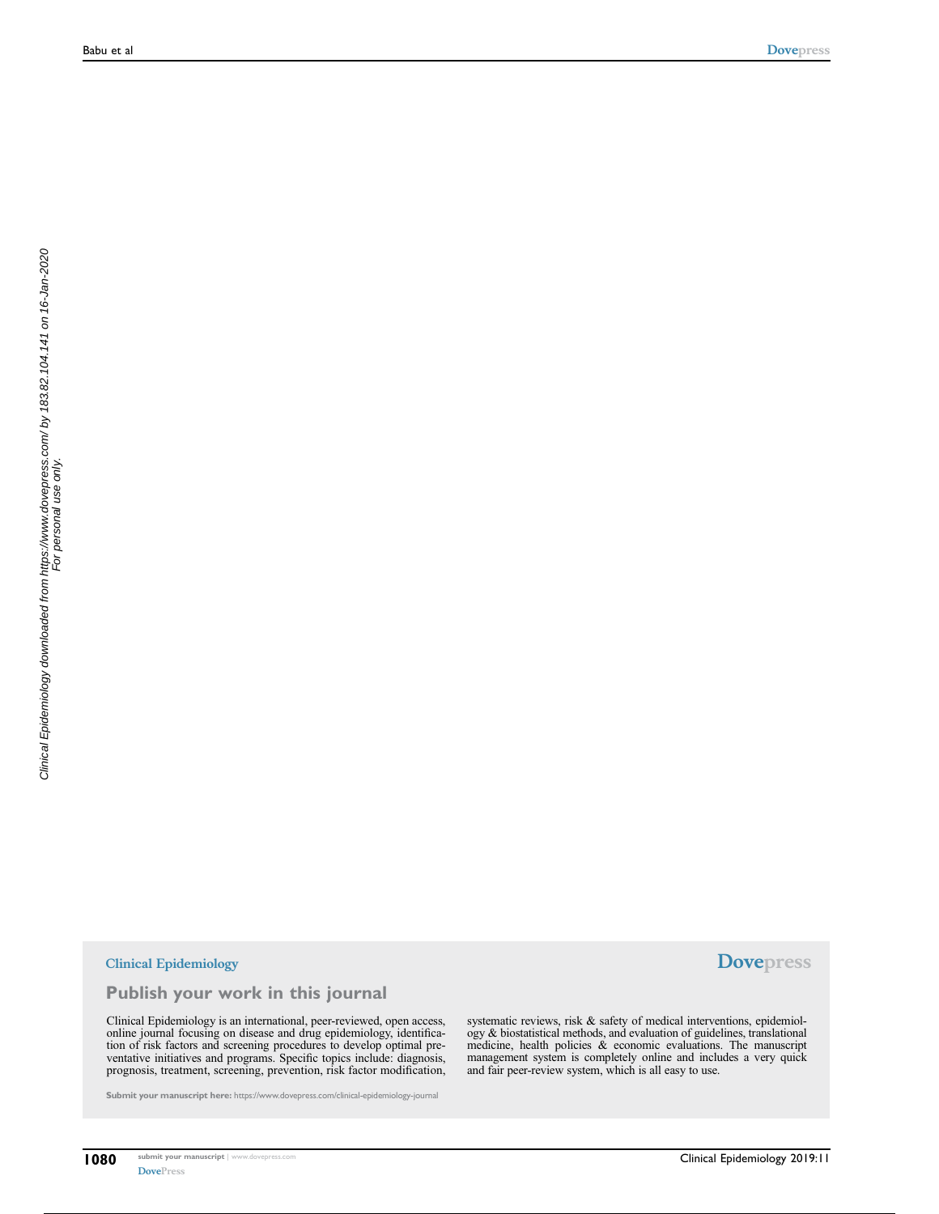## Clinical Epidemiology

### Publish your work in this journal

Clinical Epidemiology is an international, peer-reviewed, open access, online journal focusing on disease and drug epidemiology, identification of risk factors and screening procedures to develop optimal preventative initiatives and programs. Specific topics include: diagnosis, prognosis, treatment, screening, prevention, risk factor modification, systematic reviews, risk & safety of medical interventions, epidemiology & biostatistical methods, and evaluation of guidelines, translational medicine, health policies & economic evaluations. The manuscript management system is completely online and includes a very quick and fair peer-review system, which is all easy to use.

**Submit your manuscript here:** https://www.dovepress.com/clinical-epidemiology-journal